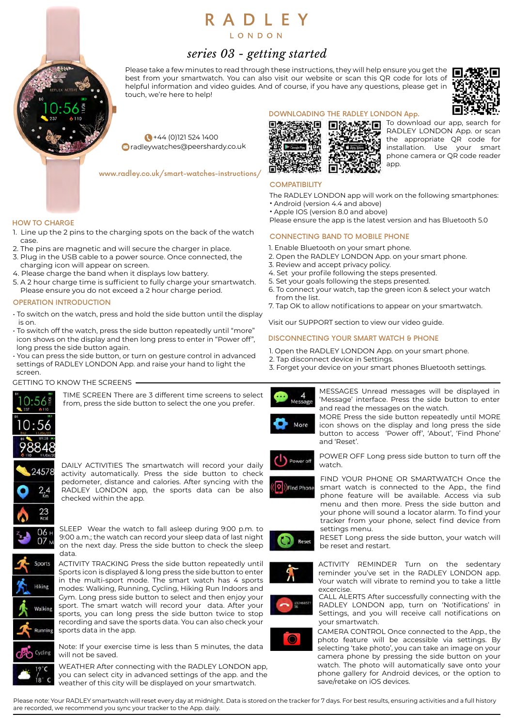# RADLEY

LONDON

## *series 03 - getting started*

Please take a few minutes to read through these instructions, they will help ensure you get the best from your smartwatch. You can also visit our website or scan this QR code for lots of helpful information and video guides. And of course, if you have any questions, please get in touch, we're here to help!

+44 (0)121 524 1400

radleywatches@peershardy.co.uk

www.radley.co.uk/smart-watches-instructions/

### DOWNLOADING THE RADLEY LONDON App.

To download our app, search for RADLEY LONDON App. or scan the appropriate QR code for installation. Use your smart phone camera or QR code reader app.

### COMPATIBILITY

The RADLEY LONDON app will work on the following smartphones:

- Android (version 4.4 and above)
- Apple IOS (version 8.0 and above)

Please ensure the app is the latest version and has Bluetooth 5.0

### HOW TO CHARGE

1. Line up the 2 pins to the charging spots on the back of the watch case.
2. The pins are magnetic and will secure the charger in place.
3. Plug in the USB cable to a power source. Once connected, the charging icon will appear on screen.
4. Please charge the band when it displays low battery.
5. A 2 hour charge time is sufficient to fully charge your smartwatch. Please ensure you do not exceed a 2 hour charge period.

### OPERATION INTRODUCTION

- To switch on the watch, press and hold the side button until the display is on.
- To switch off the watch, press the side button repeatedly until "more" icon shows on the display and then long press to enter in "Power off", long press the side button again.
- You can press the side button, or turn on gesture control in advanced settings of RADLEY LONDON App. and raise your hand to light the screen.

### CONNECTING BAND TO MOBILE PHONE

1. Enable Bluetooth on your smart phone.
2. Open the RADLEY LONDON App. on your smart phone.
3. Review and accept privacy policy.
4. Set your profile following the steps presented.
5. Set your goals following the steps presented.
6. To connect your watch, tap the green icon & select your watch from the list.
7. Tap OK to allow notifications to appear on your smartwatch.

Visit our SUPPORT section to view our video guide.

### DISCONNECTING YOUR SMART WATCH & PHONE

1. Open the RADLEY LONDON App. on your smart phone.
2. Tap disconnect device in Settings.
3. Forget your device on your smart phones Bluetooth settings.

### GETTING TO KNOW THE SCREENS

TIME SCREEN There are 3 different time screens to select from, press the side button to select the one you prefer.

DAILY ACTIVITIES The smartwatch will record your daily activity automatically. Press the side button to check pedometer, distance and calories. After syncing with the RADLEY LONDON app, the sports data can be also checked within the app.

SLEEP Wear the watch to fall asleep during 9:00 p.m. to 9:00 a.m.; the watch can record your sleep data of last night on the next day. Press the side button to check the sleep data.

ACTIVITY TRACKING Press the side button repeatedly until Sports icon is displayed & long press the side button to enter in the multi-sport mode. The smart watch has 4 sports modes: Walking, Running, Cycling, Hiking Run Indoors and Gym. Long press side button to select and then enjoy your sport. The smart watch will record your data. After your sports, you can long press the side button twice to stop recording and save the sports data. You can also check your sports data in the app.

Note: If your exercise time is less than 5 minutes, the data will not be saved.

WEATHER After connecting with the RADLEY LONDON app, you can select city in advanced settings of the app. and the weather of this city will be displayed on your smartwatch.

MESSAGES Unread messages will be displayed in 'Message' interface. Press the side button to enter and read the messages on the watch.

MORE Press the side button repeatedly until MORE icon shows on the display and long press the side button to access 'Power off', 'About', 'Find Phone' and 'Reset'.

POWER OFF Long press side button to turn off the watch.

FIND YOUR PHONE OR SMARTWATCH Once the smart watch is connected to the App., the find phone feature will be available. Access via sub menu and then more. Press the side button and your phone will sound a locator alarm. To find your tracker from your phone, select find device from settings menu.

RESET Long press the side button, your watch will be reset and restart.

ACTIVITY REMINDER Turn on the sedentary reminder you've set in the RADLEY LONDON app. Your watch will vibrate to remind you to take a little excercise.

CALL ALERTS After successfully connecting with the RADLEY LONDON app, turn on 'Notifications' in Settings, and you will receive call notifications on your smartwatch.

CAMERA CONTROL Once connected to the App., the photo feature will be accessible via settings. By selecting 'take photo', you can take an image on your camera phone by pressing the side button on your watch. The photo will automatically save onto your phone gallery for Android devices, or the option to save/retake on iOS devices.

Please note: Your RADLEY smartwatch will reset every day at midnight. Data is stored on the tracker for 7 days. For best results, ensuring activities and a full history are recorded, we recommend you sync your tracker to the App. daily.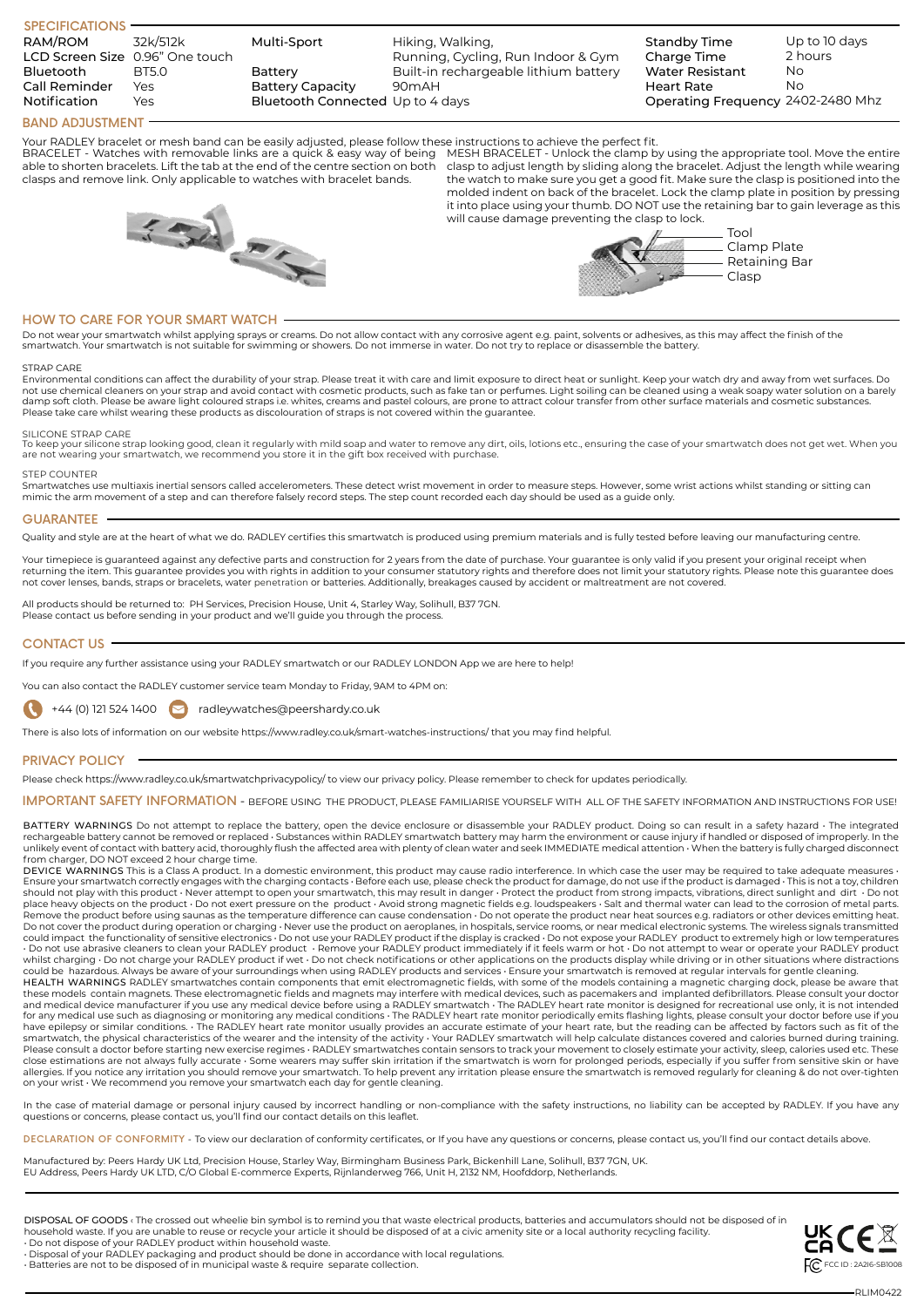## SPECIFICATIONS

| | | | | | |
|---|---|---|---|---|---|
| RAM/ROM | 32k/512k | Multi-Sport | Hiking, Walking, Running, Cycling, Run Indoor & Gym | Standby Time | Up to 10 days |
| LCD Screen Size | 0.96" One touch | Battery | Built-in rechargeable lithium battery | Charge Time | 2 hours |
| Bluetooth | BT5.0 | Battery Capacity | 90mAH | Water Resistant | No |
| Call Reminder | Yes | Bluetooth Connected | Up to 4 days | Heart Rate | No |
| Notification | Yes | | | Operating Frequency | 2402-2480 Mhz |

## BAND ADJUSTMENT

Your RADLEY bracelet or mesh band can be easily adjusted, please follow these instructions to achieve the perfect fit.

BRACELET - Watches with removable links are a quick & easy way of being able to shorten bracelets. Lift the tab at the end of the centre section on both clasps and remove link. Only applicable to watches with bracelet bands.

MESH BRACELET - Unlock the clamp by using the appropriate tool. Move the entire clasp to adjust length by sliding along the bracelet. Adjust the length while wearing the watch to make sure you get a good fit. Make sure the clasp is positioned into the molded indent on back of the bracelet. Lock the clamp plate in position by pressing it into place using your thumb. DO NOT use the retaining bar to gain leverage as this will cause damage preventing the clasp to lock.

Tool
Clamp Plate
Retaining Bar
Clasp

## HOW TO CARE FOR YOUR SMART WATCH

Do not wear your smartwatch whilst applying sprays or creams. Do not allow contact with any corrosive agent e.g. paint, solvents or adhesives, as this may affect the finish of the smartwatch. Your smartwatch is not suitable for swimming or showers. Do not immerse in water. Do not try to replace or disassemble the battery.

STRAP CARE
Environmental conditions can affect the durability of your strap. Please treat it with care and limit exposure to direct heat or sunlight. Keep your watch dry and away from wet surfaces. Do not use chemical cleaners on your strap and avoid contact with cosmetic products, such as fake tan or perfumes. Light soiling can be cleaned using a weak soapy water solution on a barely damp soft cloth. Please be aware light coloured straps i.e. whites, creams and pastel colours, are prone to attract colour transfer from other surface materials and cosmetic substances. Please take care whilst wearing these products as discolouration of straps is not covered within the guarantee.

SILICONE STRAP CARE
To keep your silicone strap looking good, clean it regularly with mild soap and water to remove any dirt, oils, lotions etc., ensuring the case of your smartwatch does not get wet. When you are not wearing your smartwatch, we recommend you store it in the gift box received with purchase.

STEP COUNTER
Smartwatches use multiaxis inertial sensors called accelerometers. These detect wrist movement in order to measure steps. However, some wrist actions whilst standing or sitting can mimic the arm movement of a step and can therefore falsely record steps. The step count recorded each day should be used as a guide only.

## GUARANTEE

Quality and style are at the heart of what we do. RADLEY certifies this smartwatch is produced using premium materials and is fully tested before leaving our manufacturing centre.

Your timepiece is guaranteed against any defective parts and construction for 2 years from the date of purchase. Your guarantee is only valid if you present your original receipt when returning the item. This guarantee provides you with rights in addition to your consumer statutory rights and therefore does not limit your statutory rights. Please note this guarantee does not cover lenses, bands, straps or bracelets, water penetration or batteries. Additionally, breakages caused by accident or maltreatment are not covered.

All products should be returned to: PH Services, Precision House, Unit 4, Starley Way, Solihull, B37 7GN.
Please contact us before sending in your product and we'll guide you through the process.

## CONTACT US

If you require any further assistance using your RADLEY smartwatch or our RADLEY LONDON App we are here to help!

You can also contact the RADLEY customer service team Monday to Friday, 9AM to 4PM on:

+44 (0) 121 524 1400   radleywatches@peershardy.co.uk

There is also lots of information on our website https://www.radley.co.uk/smart-watches-instructions/ that you may find helpful.

## PRIVACY POLICY

Please check https://www.radley.co.uk/smartwatchprivacypolicy/ to view our privacy policy. Please remember to check for updates periodically.

## IMPORTANT SAFETY INFORMATION - BEFORE USING THE PRODUCT, PLEASE FAMILIARISE YOURSELF WITH ALL OF THE SAFETY INFORMATION AND INSTRUCTIONS FOR USE!

BATTERY WARNINGS Do not attempt to replace the battery, open the device enclosure or disassemble your RADLEY product. Doing so can result in a safety hazard • The integrated rechargeable battery cannot be removed or replaced • Substances within RADLEY smartwatch battery may harm the environment or cause injury if handled or disposed of improperly. In the unlikely event of contact with battery acid, thoroughly flush the affected area with plenty of clean water and seek IMMEDIATE medical attention • When the battery is fully charged disconnect from charger, DO NOT exceed 2 hour charge time.

DEVICE WARNINGS This is a Class A product. In a domestic environment, this product may cause radio interference. In which case the user may be required to take adequate measures • Ensure your smartwatch correctly engages with the charging contacts • Before each use, please check the product for damage, do not use if the product is damaged • This is not a toy, children should not play with this product • Never attempt to open your smartwatch, this may result in danger • Protect the product from strong impacts, vibrations, direct sunlight and dirt • Do not place heavy objects on the product • Do not exert pressure on the product • Avoid strong magnetic fields e.g. loudspeakers • Salt and thermal water can lead to the corrosion of metal parts. Remove the product before using saunas as the temperature difference can cause condensation • Do not operate the product near heat sources e.g. radiators or other devices emitting heat. Do not cover the product during operation or charging • Never use the product on aeroplanes, in hospitals, service rooms, or near medical electronic systems. The wireless signals transmitted could impact the functionality of sensitive electronics • Do not use your RADLEY product if the display is cracked • Do not expose your RADLEY product to extremely high or low temperatures • Do not use abrasive cleaners to clean your RADLEY product • Remove your RADLEY product immediately if it feels warm or hot • Do not attempt to wear or operate your RADLEY product whilst charging • Do not charge your RADLEY product if wet • Do not check notifications or other applications on the products display while driving or in other situations where distractions could be hazardous. Always be aware of your surroundings when using RADLEY products and services • Ensure your smartwatch is removed at regular intervals for gentle cleaning.

HEALTH WARNINGS RADLEY smartwatches contain components that emit electromagnetic fields, with some of the models containing a magnetic charging dock, please be aware that these models contain magnets. These electromagnetic fields and magnets may interfere with medical devices, such as pacemakers and implanted defibrillators. Please consult your doctor and medical device manufacturer if you use any medical device before using a RADLEY smartwatch • The RADLEY heart rate monitor is designed for recreational use only, it is not intended for any medical use such as diagnosing or monitoring any medical conditions • The RADLEY heart rate monitor periodically emits flashing lights, please consult your doctor before use if you have epilepsy or similar conditions. • The RADLEY heart rate monitor usually provides an accurate estimate of your heart rate, but the reading can be affected by factors such as fit of the smartwatch, the physical characteristics of the wearer and the intensity of the activity • Your RADLEY smartwatch will help calculate distances covered and calories burned during training. Please consult a doctor before starting new exercise regimes • RADLEY smartwatches contain sensors to track your movement to closely estimate your activity, sleep, calories used etc. These close estimations are not always fully accurate • Some wearers may suffer skin irritation if the smartwatch is worn for prolonged periods, especially if you suffer from sensitive skin or have allergies. If you notice any irritation you should remove your smartwatch. To help prevent any irritation please ensure the smartwatch is removed regularly for cleaning & do not over-tighten on your wrist • We recommend you remove your smartwatch each day for gentle cleaning.

In the case of material damage or personal injury caused by incorrect handling or non-compliance with the safety instructions, no liability can be accepted by RADLEY. If you have any questions or concerns, please contact us, you'll find our contact details on this leaflet.

DECLARATION OF CONFORMITY - To view our declaration of conformity certificates, or If you have any questions or concerns, please contact us, you'll find our contact details above.

Manufactured by: Peers Hardy UK Ltd, Precision House, Starley Way, Birmingham Business Park, Bickenhill Lane, Solihull, B37 7GN, UK.
EU Address, Peers Hardy UK LTD, C/O Global E-commerce Experts, Rijnlanderweg 766, Unit H, 2132 NM, Hoofddorp, Netherlands.

DISPOSAL OF GOODS - The crossed out wheelie bin symbol is to remind you that waste electrical products, batteries and accumulators should not be disposed of in household waste. If you are unable to reuse or recycle your article it should be disposed of at a civic amenity site or a local authority recycling facility.
• Do not dispose of your RADLEY product within household waste.
• Disposal of your RADLEY packaging and product should be done in accordance with local regulations.
• Batteries are not to be disposed of in municipal waste & require separate collection.

FCC ID : 2A2I6-SB1008

RLIM0422